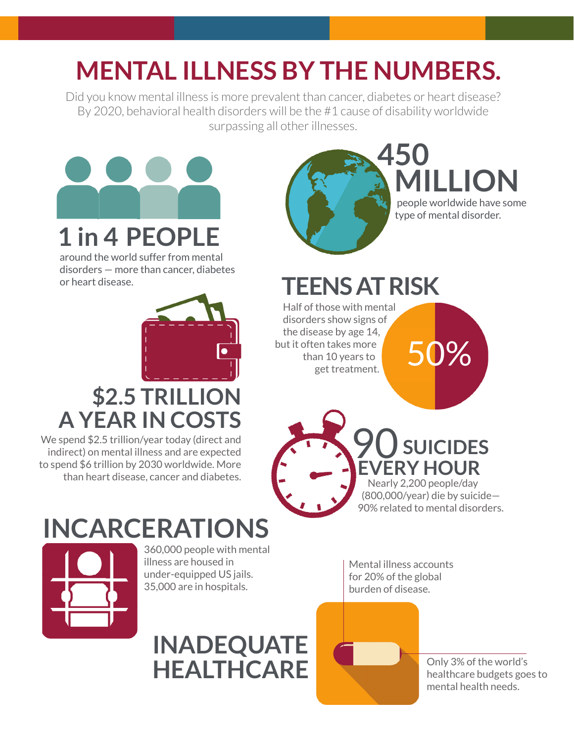# MENTAL ILLNESS BY THE NUMBERS.

Did you know mental illness is more prevalent than cancer, diabetes or heart disease? By 2020, behavioral health disorders will be the #1 cause of disability worldwide surpassing all other illnesses.

## 1 in 4 PEOPLE

around the world suffer from mental disorders — more than cancer, diabetes or heart disease.

## 450 MILLION

people worldwide have some type of mental disorder.

## TEENS AT RISK

Half of those with mental disorders show signs of the disease by age 14, but it often takes more than 10 years to get treatment.

50%

## $2.5 TRILLION A YEAR IN COSTS

We spend $2.5 trillion/year today (direct and indirect) on mental illness and are expected to spend $6 trillion by 2030 worldwide. More than heart disease, cancer and diabetes.

## 90 SUICIDES EVERY HOUR

Nearly 2,200 people/day (800,000/year) die by suicide— 90% related to mental disorders.

## INCARCERATIONS

360,000 people with mental illness are housed in under-equipped US jails. 35,000 are in hospitals.

## INADEQUATE HEALTHCARE

Mental illness accounts for 20% of the global burden of disease.

Only 3% of the world's healthcare budgets goes to mental health needs.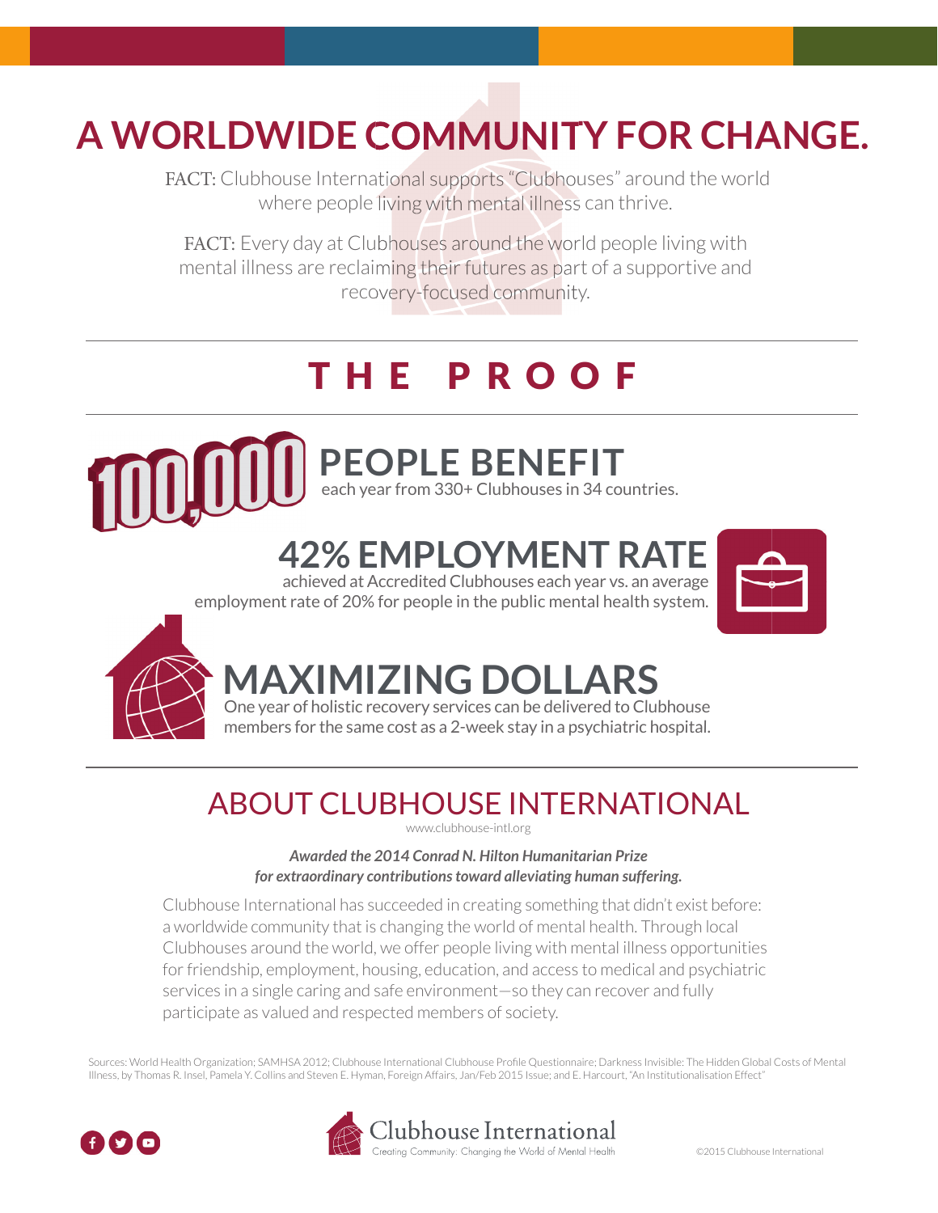# A WORLDWIDE COMMUNITY FOR CHANGE.

FACT: Clubhouse International supports "Clubhouses" around the world where people living with mental illness can thrive.

FACT: Every day at Clubhouses around the world people living with mental illness are reclaiming their futures as part of a supportive and recovery-focused community.

## THE PROOF

### 100,000 PEOPLE BENEFIT

each year from 330+ Clubhouses in 34 countries.

### 42% EMPLOYMENT RATE

achieved at Accredited Clubhouses each year vs. an average employment rate of 20% for people in the public mental health system.

### MAXIMIZING DOLLARS

One year of holistic recovery services can be delivered to Clubhouse members for the same cost as a 2-week stay in a psychiatric hospital.

## ABOUT CLUBHOUSE INTERNATIONAL

www.clubhouse-intl.org

***Awarded the 2014 Conrad N. Hilton Humanitarian Prize for extraordinary contributions toward alleviating human suffering.***

Clubhouse International has succeeded in creating something that didn't exist before: a worldwide community that is changing the world of mental health. Through local Clubhouses around the world, we offer people living with mental illness opportunities for friendship, employment, housing, education, and access to medical and psychiatric services in a single caring and safe environment—so they can recover and fully participate as valued and respected members of society.

Sources: World Health Organization; SAMHSA 2012; Clubhouse International Clubhouse Profile Questionnaire; Darkness Invisible: The Hidden Global Costs of Mental Illness, by Thomas R. Insel, Pamela Y. Collins and Steven E. Hyman, Foreign Affairs, Jan/Feb 2015 Issue; and E. Harcourt, "An Institutionalisation Effect"

Clubhouse International
Creating Community. Changing the World of Mental Health

©2015 Clubhouse International